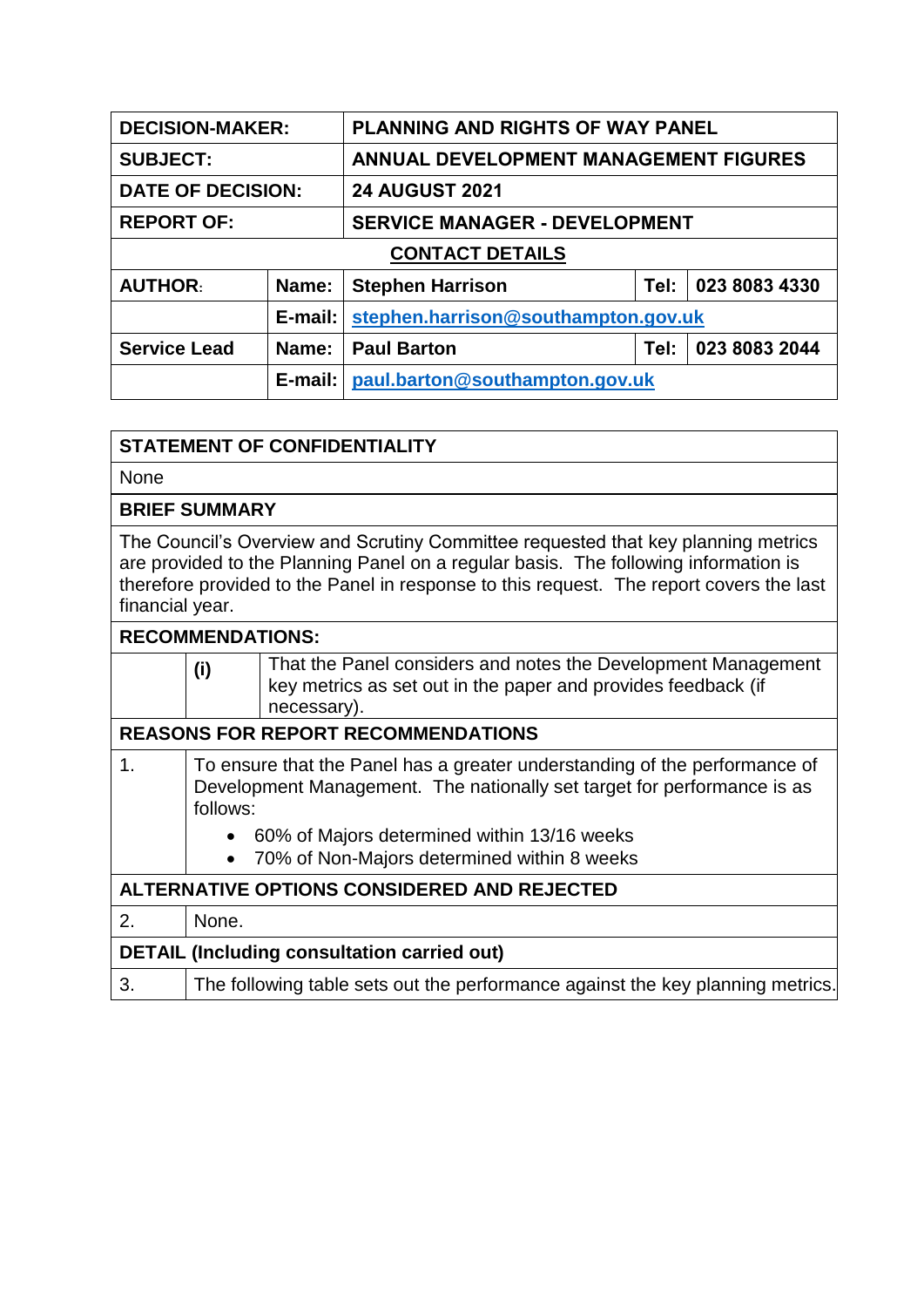| DECISION-MAKER: | | PLANNING AND RIGHTS OF WAY PANEL | | |
|---|---|---|---|---|
| SUBJECT: | | ANNUAL DEVELOPMENT MANAGEMENT FIGURES | | |
| DATE OF DECISION: | | 24 AUGUST 2021 | | |
| REPORT OF: | | SERVICE MANAGER - DEVELOPMENT | | |
| **CONTACT DETAILS** | | | | |
| AUTHOR: | Name: | Stephen Harrison | Tel: | 023 8083 4330 |
| | E-mail: | stephen.harrison@southampton.gov.uk | | |
| Service Lead | Name: | Paul Barton | Tel: | 023 8083 2044 |
| | E-mail: | paul.barton@southampton.gov.uk | | |

**STATEMENT OF CONFIDENTIALITY**

None

**BRIEF SUMMARY**

The Council's Overview and Scrutiny Committee requested that key planning metrics are provided to the Planning Panel on a regular basis. The following information is therefore provided to the Panel in response to this request. The report covers the last financial year.

**RECOMMENDATIONS:**

| | |
|---|---|
| (i) | That the Panel considers and notes the Development Management key metrics as set out in the paper and provides feedback (if necessary). |

**REASONS FOR REPORT RECOMMENDATIONS**

1. To ensure that the Panel has a greater understanding of the performance of Development Management. The nationally set target for performance is as follows:
   - 60% of Majors determined within 13/16 weeks
   - 70% of Non-Majors determined within 8 weeks

**ALTERNATIVE OPTIONS CONSIDERED AND REJECTED**

2. None.

**DETAIL (Including consultation carried out)**

3. The following table sets out the performance against the key planning metrics.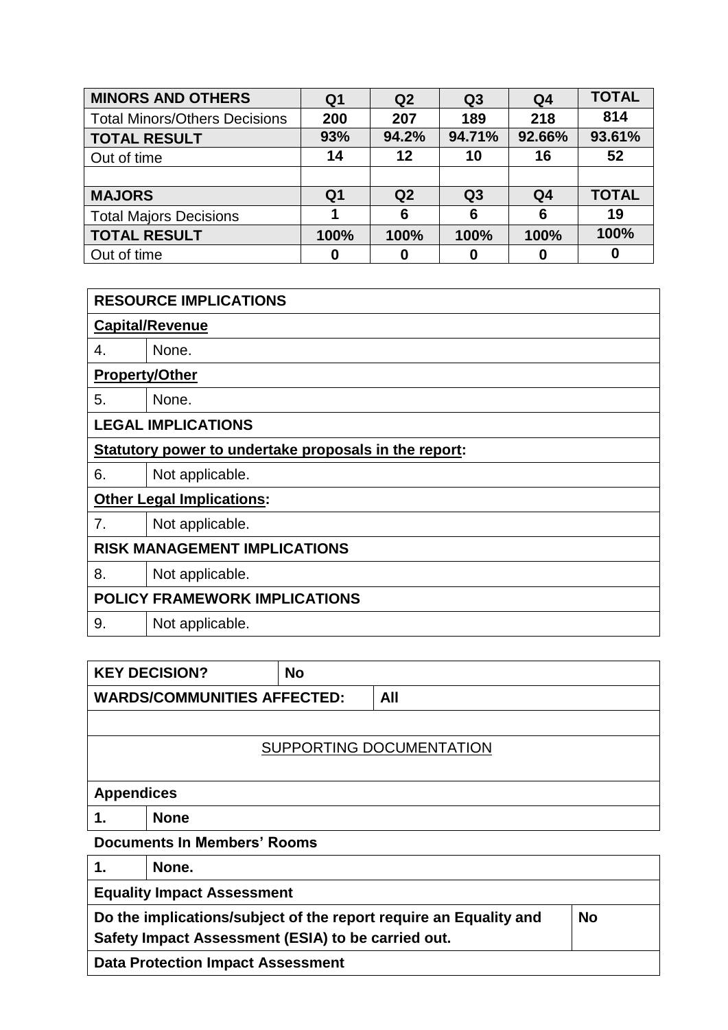| MINORS AND OTHERS | Q1 | Q2 | Q3 | Q4 | TOTAL |
|---|---|---|---|---|---|
| Total Minors/Others Decisions | 200 | 207 | 189 | 218 | 814 |
| TOTAL RESULT | 93% | 94.2% | 94.71% | 92.66% | 93.61% |
| Out of time | 14 | 12 | 10 | 16 | 52 |
| | | | | | |
| **MAJORS** | **Q1** | **Q2** | **Q3** | **Q4** | **TOTAL** |
| Total Majors Decisions | 1 | 6 | 6 | 6 | 19 |
| TOTAL RESULT | 100% | 100% | 100% | 100% | 100% |
| Out of time | 0 | 0 | 0 | 0 | 0 |

| RESOURCE IMPLICATIONS | |
|---|---|
| **Capital/Revenue** | |
| 4. | None. |
| **Property/Other** | |
| 5. | None. |
| **LEGAL IMPLICATIONS** | |
| **Statutory power to undertake proposals in the report:** | |
| 6. | Not applicable. |
| **Other Legal Implications:** | |
| 7. | Not applicable. |
| **RISK MANAGEMENT IMPLICATIONS** | |
| 8. | Not applicable. |
| **POLICY FRAMEWORK IMPLICATIONS** | |
| 9. | Not applicable. |

| KEY DECISION? | No |
|---|---|
| **WARDS/COMMUNITIES AFFECTED:** | **All** |

SUPPORTING DOCUMENTATION

| Appendices | |
|---|---|
| **1.** | **None** |

**Documents In Members' Rooms**

| 1. | None. |
|---|---|

| Equality Impact Assessment | |
|---|---|
| **Do the implications/subject of the report require an Equality and Safety Impact Assessment (ESIA) to be carried out.** | **No** |
| **Data Protection Impact Assessment** | |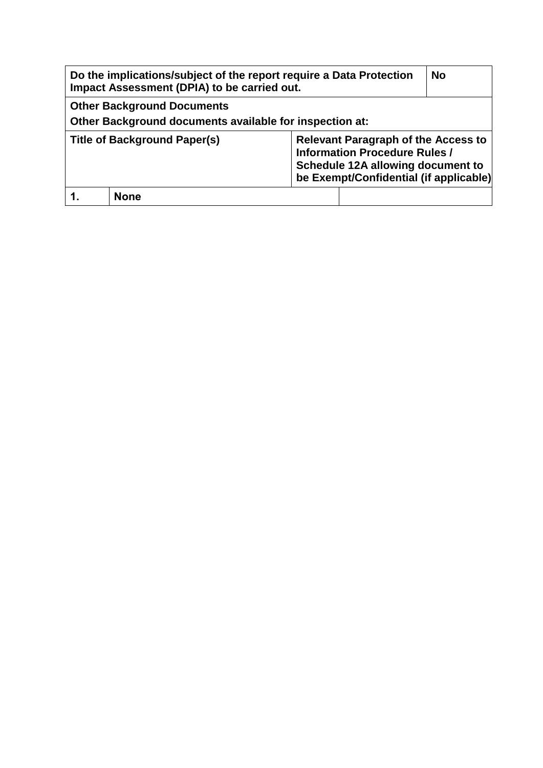| | |
|---|---|
| **Do the implications/subject of the report require a Data Protection Impact Assessment (DPIA) to be carried out.** | **No** |

| | | |
|---|---|---|
| **Other Background Documents**<br>**Other Background documents available for inspection at:** | | |
| **Title of Background Paper(s)** | | **Relevant Paragraph of the Access to Information Procedure Rules / Schedule 12A allowing document to be Exempt/Confidential (if applicable)** |
| **1.** | **None** | |